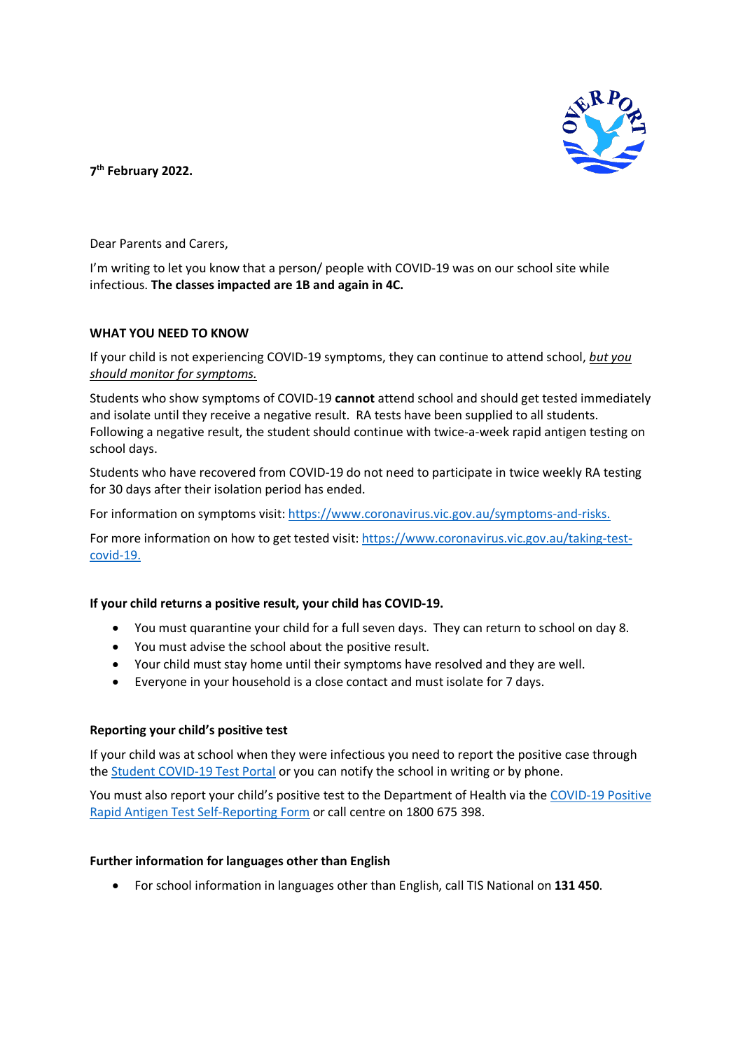**7th February 2022.**

Dear Parents and Carers,

I'm writing to let you know that a person/ people with COVID-19 was on our school site while infectious. **The classes impacted are 1B and again in 4C.**

**WHAT YOU NEED TO KNOW**

If your child is not experiencing COVID-19 symptoms, they can continue to attend school, *but you should monitor for symptoms.*

Students who show symptoms of COVID-19 **cannot** attend school and should get tested immediately and isolate until they receive a negative result. RA tests have been supplied to all students. Following a negative result, the student should continue with twice-a-week rapid antigen testing on school days.

Students who have recovered from COVID-19 do not need to participate in twice weekly RA testing for 30 days after their isolation period has ended.

For information on symptoms visit: https://www.coronavirus.vic.gov.au/symptoms-and-risks.

For more information on how to get tested visit: https://www.coronavirus.vic.gov.au/taking-test-covid-19.

**If your child returns a positive result, your child has COVID-19.**

- You must quarantine your child for a full seven days. They can return to school on day 8.
- You must advise the school about the positive result.
- Your child must stay home until their symptoms have resolved and they are well.
- Everyone in your household is a close contact and must isolate for 7 days.

**Reporting your child's positive test**

If your child was at school when they were infectious you need to report the positive case through the Student COVID-19 Test Portal or you can notify the school in writing or by phone.

You must also report your child's positive test to the Department of Health via the COVID-19 Positive Rapid Antigen Test Self-Reporting Form or call centre on 1800 675 398.

**Further information for languages other than English**

- For school information in languages other than English, call TIS National on **131 450**.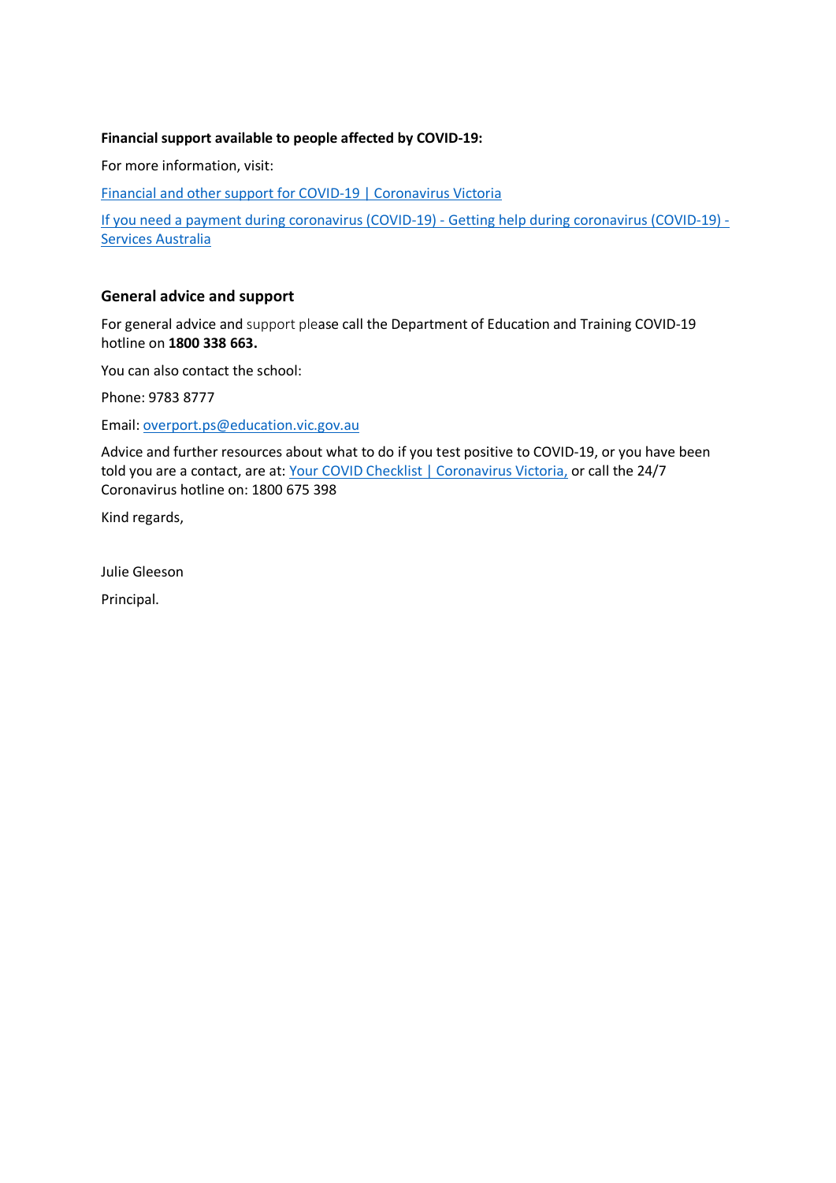**Financial support available to people affected by COVID-19:**

For more information, visit:

[Financial and other support for COVID-19 | Coronavirus Victoria]

[If you need a payment during coronavirus (COVID-19) - Getting help during coronavirus (COVID-19) - Services Australia]

## General advice and support

For general advice and support please call the Department of Education and Training COVID-19 hotline on **1800 338 663.**

You can also contact the school:

Phone: 9783 8777

Email: overport.ps@education.vic.gov.au

Advice and further resources about what to do if you test positive to COVID-19, or you have been told you are a contact, are at: [Your COVID Checklist | Coronavirus Victoria,] or call the 24/7 Coronavirus hotline on: 1800 675 398

Kind regards,

Julie Gleeson

Principal.